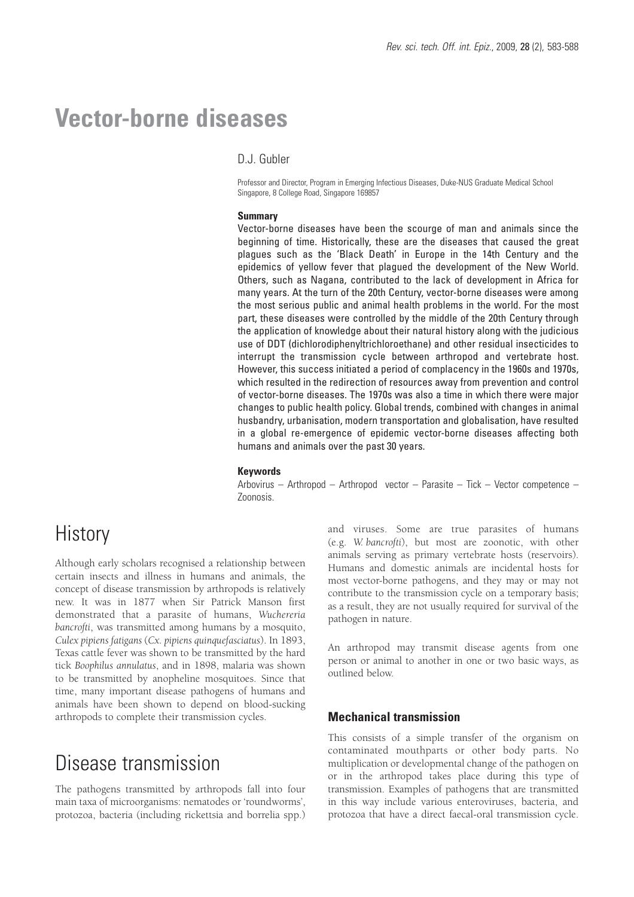# Vector-borne diseases

D.J. Gubler

Professor and Director, Program in Emerging Infectious Diseases, Duke-NUS Graduate Medical School Singapore, 8 College Road, Singapore 169857

**Summary**

Vector-borne diseases have been the scourge of man and animals since the beginning of time. Historically, these are the diseases that caused the great plagues such as the 'Black Death' in Europe in the 14th Century and the epidemics of yellow fever that plagued the development of the New World. Others, such as Nagana, contributed to the lack of development in Africa for many years. At the turn of the 20th Century, vector-borne diseases were among the most serious public and animal health problems in the world. For the most part, these diseases were controlled by the middle of the 20th Century through the application of knowledge about their natural history along with the judicious use of DDT (dichlorodiphenyltrichloroethane) and other residual insecticides to interrupt the transmission cycle between arthropod and vertebrate host. However, this success initiated a period of complacency in the 1960s and 1970s, which resulted in the redirection of resources away from prevention and control of vector-borne diseases. The 1970s was also a time in which there were major changes to public health policy. Global trends, combined with changes in animal husbandry, urbanisation, modern transportation and globalisation, have resulted in a global re-emergence of epidemic vector-borne diseases affecting both humans and animals over the past 30 years.

**Keywords**

Arbovirus – Arthropod – Arthropod vector – Parasite – Tick – Vector competence – Zoonosis.

## History

Although early scholars recognised a relationship between certain insects and illness in humans and animals, the concept of disease transmission by arthropods is relatively new. It was in 1877 when Sir Patrick Manson first demonstrated that a parasite of humans, *Wuchereria bancrofti*, was transmitted among humans by a mosquito, *Culex pipiens fatigans* (*Cx. pipiens quinquefasciatus*). In 1893, Texas cattle fever was shown to be transmitted by the hard tick *Boophilus annulatus*, and in 1898, malaria was shown to be transmitted by anopheline mosquitoes. Since that time, many important disease pathogens of humans and animals have been shown to depend on blood-sucking arthropods to complete their transmission cycles.

## Disease transmission

The pathogens transmitted by arthropods fall into four main taxa of microorganisms: nematodes or 'roundworms', protozoa, bacteria (including rickettsia and borrelia spp.) and viruses. Some are true parasites of humans (e.g. *W. bancrofti*), but most are zoonotic, with other animals serving as primary vertebrate hosts (reservoirs). Humans and domestic animals are incidental hosts for most vector-borne pathogens, and they may or may not contribute to the transmission cycle on a temporary basis; as a result, they are not usually required for survival of the pathogen in nature.

An arthropod may transmit disease agents from one person or animal to another in one or two basic ways, as outlined below.

### Mechanical transmission

This consists of a simple transfer of the organism on contaminated mouthparts or other body parts. No multiplication or developmental change of the pathogen on or in the arthropod takes place during this type of transmission. Examples of pathogens that are transmitted in this way include various enteroviruses, bacteria, and protozoa that have a direct faecal-oral transmission cycle.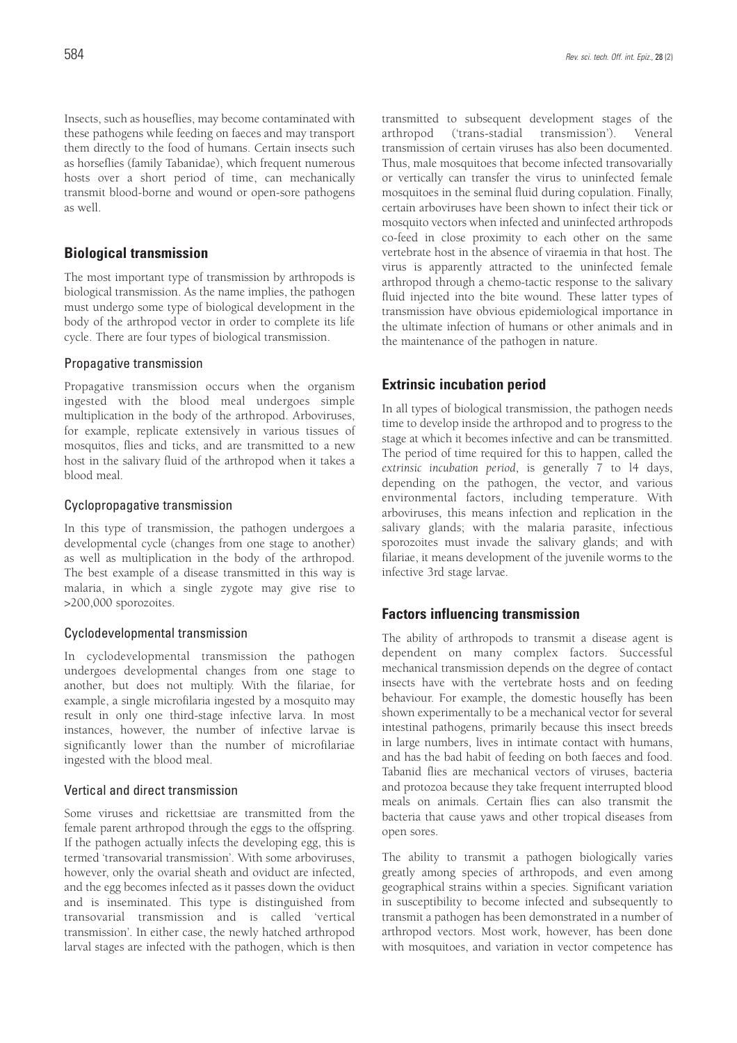Insects, such as houseflies, may become contaminated with these pathogens while feeding on faeces and may transport them directly to the food of humans. Certain insects such as horseflies (family Tabanidae), which frequent numerous hosts over a short period of time, can mechanically transmit blood-borne and wound or open-sore pathogens as well.

## Biological transmission

The most important type of transmission by arthropods is biological transmission. As the name implies, the pathogen must undergo some type of biological development in the body of the arthropod vector in order to complete its life cycle. There are four types of biological transmission.

### Propagative transmission

Propagative transmission occurs when the organism ingested with the blood meal undergoes simple multiplication in the body of the arthropod. Arboviruses, for example, replicate extensively in various tissues of mosquitos, flies and ticks, and are transmitted to a new host in the salivary fluid of the arthropod when it takes a blood meal.

### Cyclopropagative transmission

In this type of transmission, the pathogen undergoes a developmental cycle (changes from one stage to another) as well as multiplication in the body of the arthropod. The best example of a disease transmitted in this way is malaria, in which a single zygote may give rise to >200,000 sporozoites.

### Cyclodevelopmental transmission

In cyclodevelopmental transmission the pathogen undergoes developmental changes from one stage to another, but does not multiply. With the filariae, for example, a single microfilaria ingested by a mosquito may result in only one third-stage infective larva. In most instances, however, the number of infective larvae is significantly lower than the number of microfilariae ingested with the blood meal.

### Vertical and direct transmission

Some viruses and rickettsiae are transmitted from the female parent arthropod through the eggs to the offspring. If the pathogen actually infects the developing egg, this is termed 'transovarial transmission'. With some arboviruses, however, only the ovarial sheath and oviduct are infected, and the egg becomes infected as it passes down the oviduct and is inseminated. This type is distinguished from transovarial transmission and is called 'vertical transmission'. In either case, the newly hatched arthropod larval stages are infected with the pathogen, which is then transmitted to subsequent development stages of the arthropod ('trans-stadial transmission'). Veneral transmission of certain viruses has also been documented. Thus, male mosquitoes that become infected transovarially or vertically can transfer the virus to uninfected female mosquitoes in the seminal fluid during copulation. Finally, certain arboviruses have been shown to infect their tick or mosquito vectors when infected and uninfected arthropods co-feed in close proximity to each other on the same vertebrate host in the absence of viraemia in that host. The virus is apparently attracted to the uninfected female arthropod through a chemo-tactic response to the salivary fluid injected into the bite wound. These latter types of transmission have obvious epidemiological importance in the ultimate infection of humans or other animals and in the maintenance of the pathogen in nature.

## Extrinsic incubation period

In all types of biological transmission, the pathogen needs time to develop inside the arthropod and to progress to the stage at which it becomes infective and can be transmitted. The period of time required for this to happen, called the *extrinsic incubation period*, is generally 7 to 14 days, depending on the pathogen, the vector, and various environmental factors, including temperature. With arboviruses, this means infection and replication in the salivary glands; with the malaria parasite, infectious sporozoites must invade the salivary glands; and with filariae, it means development of the juvenile worms to the infective 3rd stage larvae.

## Factors influencing transmission

The ability of arthropods to transmit a disease agent is dependent on many complex factors. Successful mechanical transmission depends on the degree of contact insects have with the vertebrate hosts and on feeding behaviour. For example, the domestic housefly has been shown experimentally to be a mechanical vector for several intestinal pathogens, primarily because this insect breeds in large numbers, lives in intimate contact with humans, and has the bad habit of feeding on both faeces and food. Tabanid flies are mechanical vectors of viruses, bacteria and protozoa because they take frequent interrupted blood meals on animals. Certain flies can also transmit the bacteria that cause yaws and other tropical diseases from open sores.

The ability to transmit a pathogen biologically varies greatly among species of arthropods, and even among geographical strains within a species. Significant variation in susceptibility to become infected and subsequently to transmit a pathogen has been demonstrated in a number of arthropod vectors. Most work, however, has been done with mosquitoes, and variation in vector competence has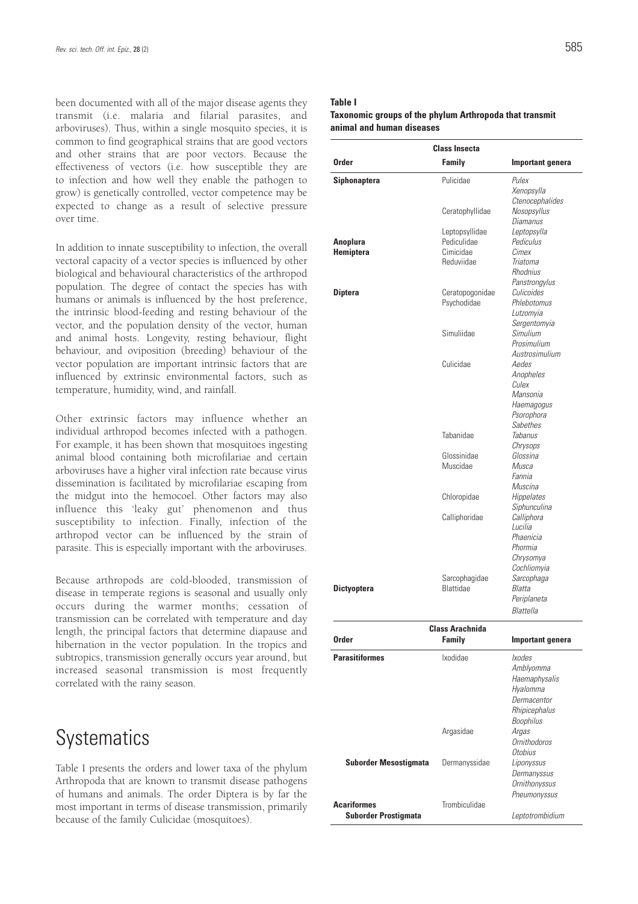been documented with all of the major disease agents they transmit (i.e. malaria and filarial parasites, and arboviruses). Thus, within a single mosquito species, it is common to find geographical strains that are good vectors and other strains that are poor vectors. Because the effectiveness of vectors (i.e. how susceptible they are to infection and how well they enable the pathogen to grow) is genetically controlled, vector competence may be expected to change as a result of selective pressure over time.

In addition to innate susceptibility to infection, the overall vectoral capacity of a vector species is influenced by other biological and behavioural characteristics of the arthropod population. The degree of contact the species has with humans or animals is influenced by the host preference, the intrinsic blood-feeding and resting behaviour of the vector, and the population density of the vector, human and animal hosts. Longevity, resting behaviour, flight behaviour, and oviposition (breeding) behaviour of the vector population are important intrinsic factors that are influenced by extrinsic environmental factors, such as temperature, humidity, wind, and rainfall.

Other extrinsic factors may influence whether an individual arthropod becomes infected with a pathogen. For example, it has been shown that mosquitoes ingesting animal blood containing both microfilariae and certain arboviruses have a higher viral infection rate because virus dissemination is facilitated by microfilariae escaping from the midgut into the hemocoel. Other factors may also influence this 'leaky gut' phenomenon and thus susceptibility to infection. Finally, infection of the arthropod vector can be influenced by the strain of parasite. This is especially important with the arboviruses.

Because arthropods are cold-blooded, transmission of disease in temperate regions is seasonal and usually only occurs during the warmer months; cessation of transmission can be correlated with temperature and day length, the principal factors that determine diapause and hibernation in the vector population. In the tropics and subtropics, transmission generally occurs year around, but increased seasonal transmission is most frequently correlated with the rainy season.

# Systematics

Table I presents the orders and lower taxa of the phylum Arthropoda that are known to transmit disease pathogens of humans and animals. The order Diptera is by far the most important in terms of disease transmission, primarily because of the family Culicidae (mosquitoes).

**Table I**
**Taxonomic groups of the phylum Arthropoda that transmit animal and human diseases**

| Class Insecta | | |
|---|---|---|
| **Order** | **Family** | **Important genera** |
| **Siphonaptera** | Pulicidae | *Pulex*<br>*Xenopsylla*<br>*Ctenocephalides* |
| | Ceratophyllidae | *Nosopsyllus*<br>*Diamanus* |
| | Leptopsyllidae | *Leptopsylla* |
| **Anoplura** | Pediculidae | *Pediculus* |
| **Hemiptera** | Cimicidae | *Cimex* |
| | Reduviidae | *Triatoma*<br>*Rhodnius*<br>*Panstrongylus* |
| **Diptera** | Ceratopogonidae | *Culicoides* |
| | Psychodidae | *Phlebotomus*<br>*Lutzomyia*<br>*Sergentomyia* |
| | Simuliidae | *Simulium*<br>*Prosimulium*<br>*Austrosimulium* |
| | Culicidae | *Aedes*<br>*Anopheles*<br>*Culex*<br>*Mansonia*<br>*Haemagogus*<br>*Psorophora*<br>*Sabethes* |
| | Tabanidae | *Tabanus*<br>*Chrysops* |
| | Glossinidae | *Glossina* |
| | Muscidae | *Musca*<br>*Fannia*<br>*Muscina* |
| | Chloropidae | *Hippelates*<br>*Siphunculina* |
| | Calliphoridae | *Calliphora*<br>*Lucilia*<br>*Phaenicia*<br>*Phormia*<br>*Chrysomya*<br>*Cochliomyia* |
| | Sarcophagidae | *Sarcophaga* |
| **Dictyoptera** | Blattidae | *Blatta*<br>*Periplaneta*<br>*Blattella* |

| Class Arachnida | | |
|---|---|---|
| **Order** | **Family** | **Important genera** |
| **Parasitiformes** | Ixodidae | *Ixodes*<br>*Amblyomma*<br>*Haemaphysalis*<br>*Hyalomma*<br>*Dermacentor*<br>*Rhipicephalus*<br>*Boophilus* |
| | Argasidae | *Argas*<br>*Ornithodoros*<br>*Otobius* |
| **Suborder Mesostigmata** | Dermanyssidae | *Liponyssus*<br>*Dermanyssus*<br>*Ornithonyssus*<br>*Pneumonyssus* |
| **Acariformes**<br>**Suborder Prostigmata** | Trombiculidae | *Leptotrombidium* |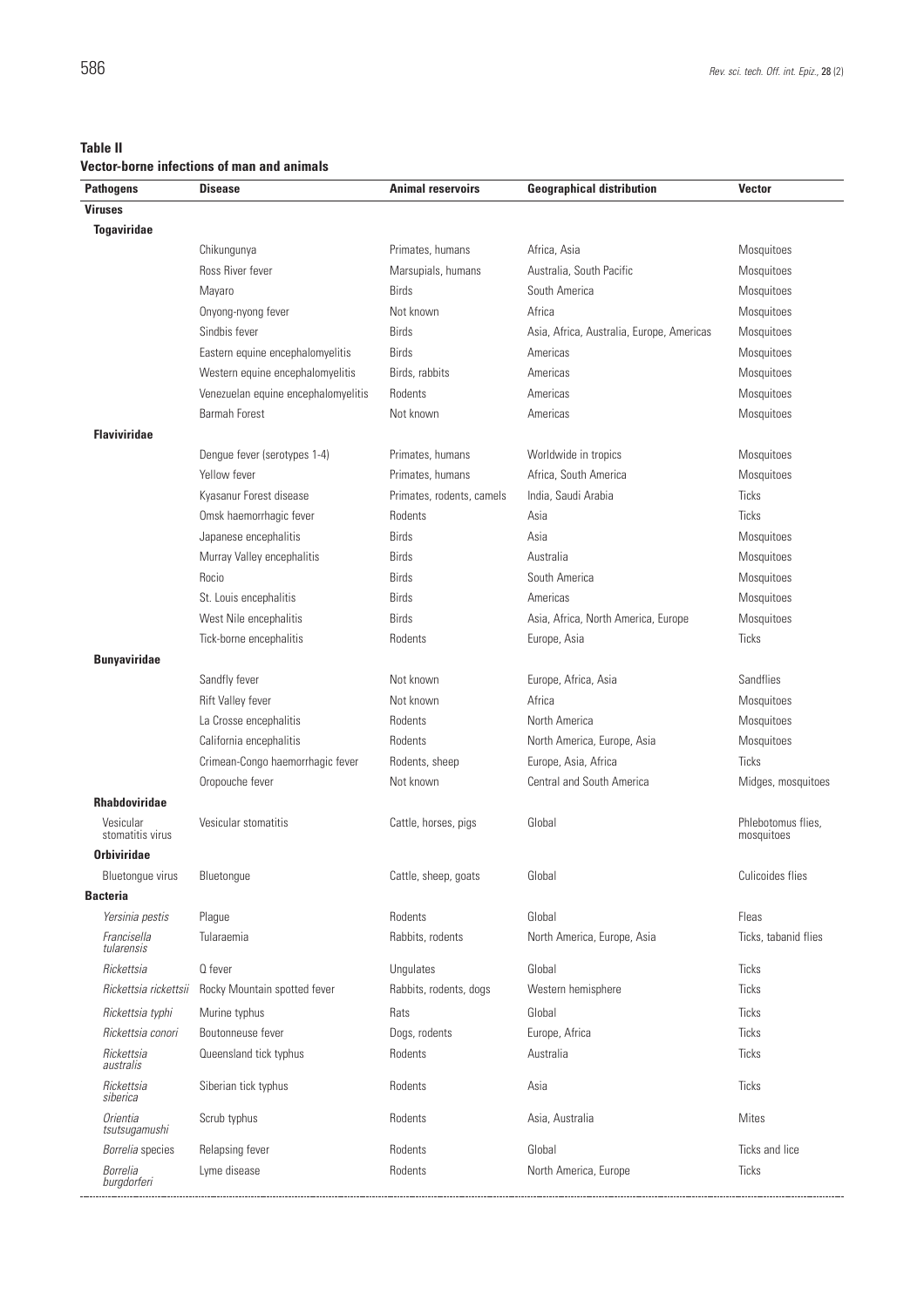**Table II**
**Vector-borne infections of man and animals**

| Pathogens | Disease | Animal reservoirs | Geographical distribution | Vector |
|---|---|---|---|---|
| **Viruses** | | | | |
| **Togaviridae** | | | | |
| | Chikungunya | Primates, humans | Africa, Asia | Mosquitoes |
| | Ross River fever | Marsupials, humans | Australia, South Pacific | Mosquitoes |
| | Mayaro | Birds | South America | Mosquitoes |
| | Onyong-nyong fever | Not known | Africa | Mosquitoes |
| | Sindbis fever | Birds | Asia, Africa, Australia, Europe, Americas | Mosquitoes |
| | Eastern equine encephalomyelitis | Birds | Americas | Mosquitoes |
| | Western equine encephalomyelitis | Birds, rabbits | Americas | Mosquitoes |
| | Venezuelan equine encephalomyelitis | Rodents | Americas | Mosquitoes |
| | Barmah Forest | Not known | Americas | Mosquitoes |
| **Flaviviridae** | | | | |
| | Dengue fever (serotypes 1-4) | Primates, humans | Worldwide in tropics | Mosquitoes |
| | Yellow fever | Primates, humans | Africa, South America | Mosquitoes |
| | Kyasanur Forest disease | Primates, rodents, camels | India, Saudi Arabia | Ticks |
| | Omsk haemorrhagic fever | Rodents | Asia | Ticks |
| | Japanese encephalitis | Birds | Asia | Mosquitoes |
| | Murray Valley encephalitis | Birds | Australia | Mosquitoes |
| | Rocio | Birds | South America | Mosquitoes |
| | St. Louis encephalitis | Birds | Americas | Mosquitoes |
| | West Nile encephalitis | Birds | Asia, Africa, North America, Europe | Mosquitoes |
| | Tick-borne encephalitis | Rodents | Europe, Asia | Ticks |
| **Bunyaviridae** | | | | |
| | Sandfly fever | Not known | Europe, Africa, Asia | Sandflies |
| | Rift Valley fever | Not known | Africa | Mosquitoes |
| | La Crosse encephalitis | Rodents | North America | Mosquitoes |
| | California encephalitis | Rodents | North America, Europe, Asia | Mosquitoes |
| | Crimean-Congo haemorrhagic fever | Rodents, sheep | Europe, Asia, Africa | Ticks |
| | Oropouche fever | Not known | Central and South America | Midges, mosquitoes |
| **Rhabdoviridae** | | | | |
| Vesicular stomatitis virus | Vesicular stomatitis | Cattle, horses, pigs | Global | Phlebotomus flies, mosquitoes |
| **Orbiviridae** | | | | |
| Bluetongue virus | Bluetongue | Cattle, sheep, goats | Global | Culicoides flies |
| **Bacteria** | | | | |
| *Yersinia pestis* | Plague | Rodents | Global | Fleas |
| *Francisella tularensis* | Tularaemia | Rabbits, rodents | North America, Europe, Asia | Ticks, tabanid flies |
| *Rickettsia* | Q fever | Ungulates | Global | Ticks |
| *Rickettsia rickettsii* | Rocky Mountain spotted fever | Rabbits, rodents, dogs | Western hemisphere | Ticks |
| *Rickettsia typhi* | Murine typhus | Rats | Global | Ticks |
| *Rickettsia conori* | Boutonneuse fever | Dogs, rodents | Europe, Africa | Ticks |
| *Rickettsia australis* | Queensland tick typhus | Rodents | Australia | Ticks |
| *Rickettsia siberica* | Siberian tick typhus | Rodents | Asia | Ticks |
| *Orientia tsutsugamushi* | Scrub typhus | Rodents | Asia, Australia | Mites |
| *Borrelia* species | Relapsing fever | Rodents | Global | Ticks and lice |
| *Borrelia burgdorferi* | Lyme disease | Rodents | North America, Europe | Ticks |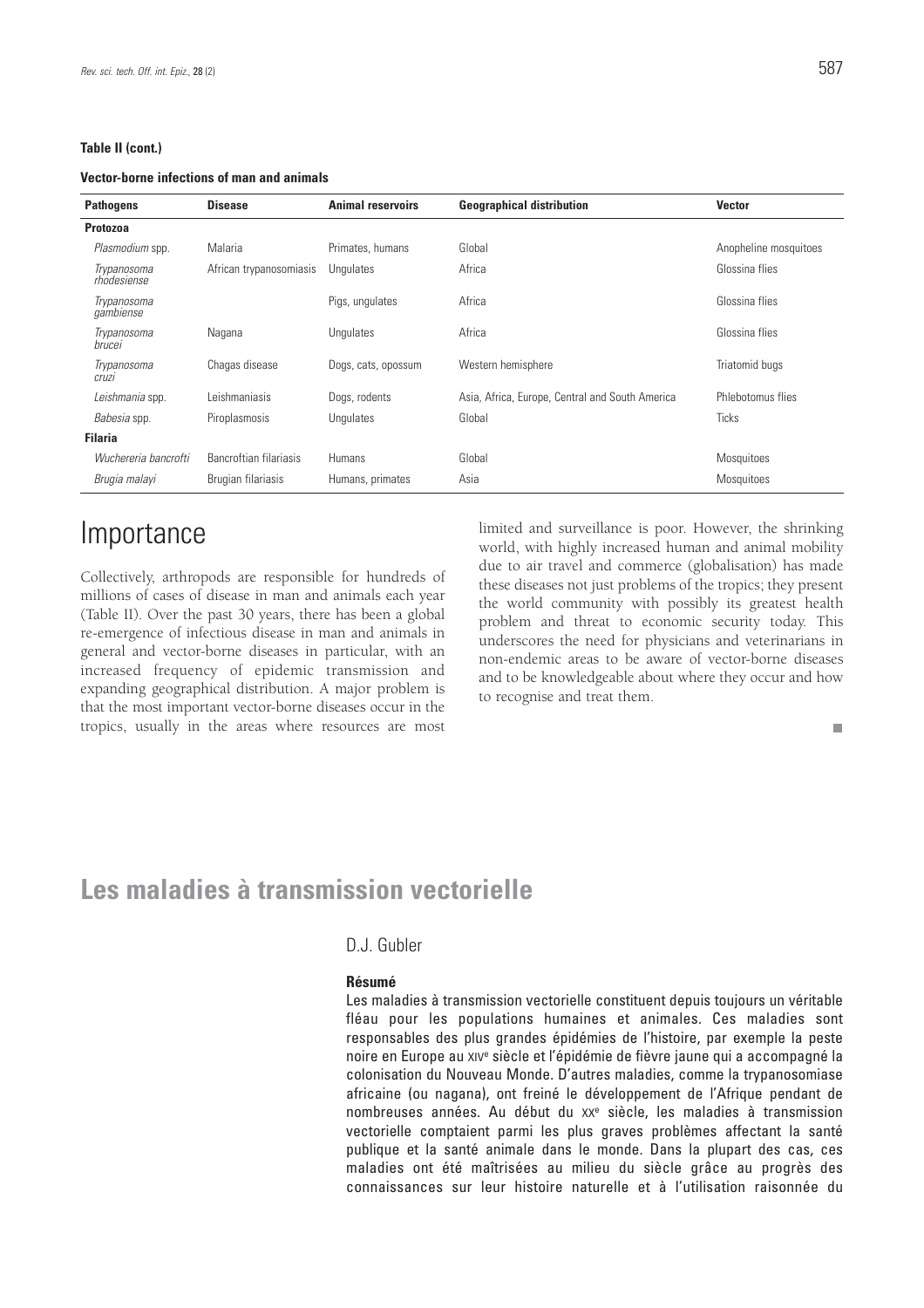**Table II (cont.)**

**Vector-borne infections of man and animals**

| Pathogens | Disease | Animal reservoirs | Geographical distribution | Vector |
|---|---|---|---|---|
| **Protozoa** | | | | |
| *Plasmodium* spp. | Malaria | Primates, humans | Global | Anopheline mosquitoes |
| *Trypanosoma rhodesiense* | African trypanosomiasis | Ungulates | Africa | Glossina flies |
| *Trypanosoma gambiense* | | Pigs, ungulates | Africa | Glossina flies |
| *Trypanosoma brucei* | Nagana | Ungulates | Africa | Glossina flies |
| *Trypanosoma cruzi* | Chagas disease | Dogs, cats, opossum | Western hemisphere | Triatomid bugs |
| *Leishmania* spp. | Leishmaniasis | Dogs, rodents | Asia, Africa, Europe, Central and South America | Phlebotomus flies |
| *Babesia* spp. | Piroplasmosis | Ungulates | Global | Ticks |
| **Filaria** | | | | |
| *Wuchereria bancrofti* | Bancroftian filariasis | Humans | Global | Mosquitoes |
| *Brugia malayi* | Brugian filariasis | Humans, primates | Asia | Mosquitoes |

# Importance

Collectively, arthropods are responsible for hundreds of millions of cases of disease in man and animals each year (Table II). Over the past 30 years, there has been a global re-emergence of infectious disease in man and animals in general and vector-borne diseases in particular, with an increased frequency of epidemic transmission and expanding geographical distribution. A major problem is that the most important vector-borne diseases occur in the tropics, usually in the areas where resources are most limited and surveillance is poor. However, the shrinking world, with highly increased human and animal mobility due to air travel and commerce (globalisation) has made these diseases not just problems of the tropics; they present the world community with possibly its greatest health problem and threat to economic security today. This underscores the need for physicians and veterinarians in non-endemic areas to be aware of vector-borne diseases and to be knowledgeable about where they occur and how to recognise and treat them.

# Les maladies à transmission vectorielle

D.J. Gubler

**Résumé**

Les maladies à transmission vectorielle constituent depuis toujours un véritable fléau pour les populations humaines et animales. Ces maladies sont responsables des plus grandes épidémies de l'histoire, par exemple la peste noire en Europe au XIV[e] siècle et l'épidémie de fièvre jaune qui a accompagné la colonisation du Nouveau Monde. D'autres maladies, comme la trypanosomiase africaine (ou nagana), ont freiné le développement de l'Afrique pendant de nombreuses années. Au début du XX[e] siècle, les maladies à transmission vectorielle comptaient parmi les plus graves problèmes affectant la santé publique et la santé animale dans le monde. Dans la plupart des cas, ces maladies ont été maîtrisées au milieu du siècle grâce au progrès des connaissances sur leur histoire naturelle et à l'utilisation raisonnée du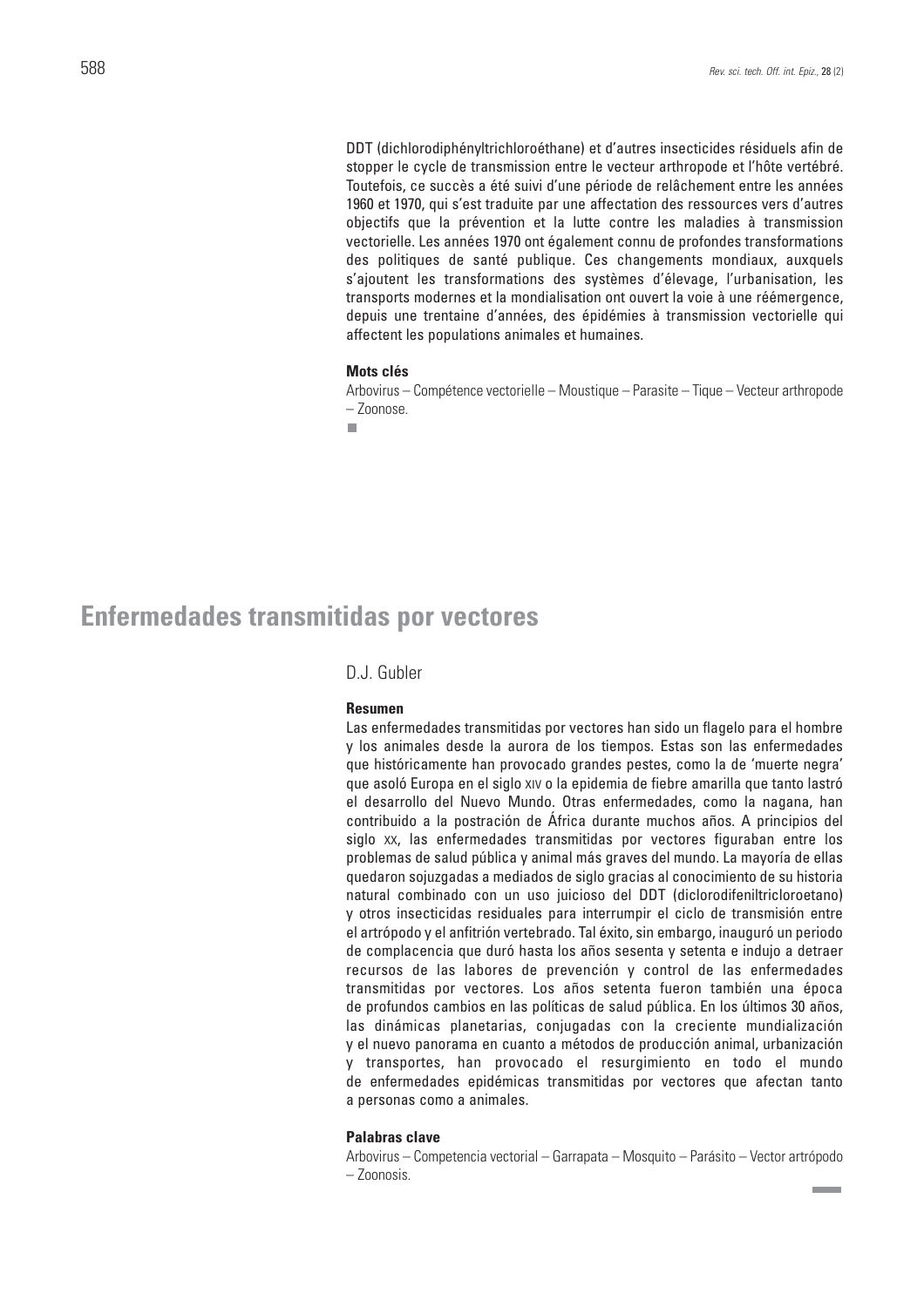DDT (dichlorodiphényltrichloroéthane) et d'autres insecticides résiduels afin de stopper le cycle de transmission entre le vecteur arthropode et l'hôte vertébré. Toutefois, ce succès a été suivi d'une période de relâchement entre les années 1960 et 1970, qui s'est traduite par une affectation des ressources vers d'autres objectifs que la prévention et la lutte contre les maladies à transmission vectorielle. Les années 1970 ont également connu de profondes transformations des politiques de santé publique. Ces changements mondiaux, auxquels s'ajoutent les transformations des systèmes d'élevage, l'urbanisation, les transports modernes et la mondialisation ont ouvert la voie à une réémergence, depuis une trentaine d'années, des épidémies à transmission vectorielle qui affectent les populations animales et humaines.

**Mots clés**

Arbovirus – Compétence vectorielle – Moustique – Parasite – Tique – Vecteur arthropode – Zoonose.

# Enfermedades transmitidas por vectores

D.J. Gubler

**Resumen**

Las enfermedades transmitidas por vectores han sido un flagelo para el hombre y los animales desde la aurora de los tiempos. Estas son las enfermedades que históricamente han provocado grandes pestes, como la de 'muerte negra' que asoló Europa en el siglo XIV o la epidemia de fiebre amarilla que tanto lastró el desarrollo del Nuevo Mundo. Otras enfermedades, como la nagana, han contribuido a la postración de África durante muchos años. A principios del siglo XX, las enfermedades transmitidas por vectores figuraban entre los problemas de salud pública y animal más graves del mundo. La mayoría de ellas quedaron sojuzgadas a mediados de siglo gracias al conocimiento de su historia natural combinado con un uso juicioso del DDT (diclorodifeniltricloroetano) y otros insecticidas residuales para interrumpir el ciclo de transmisión entre el artrópodo y el anfitrión vertebrado. Tal éxito, sin embargo, inauguró un periodo de complacencia que duró hasta los años sesenta y setenta e indujo a detraer recursos de las labores de prevención y control de las enfermedades transmitidas por vectores. Los años setenta fueron también una época de profundos cambios en las políticas de salud pública. En los últimos 30 años, las dinámicas planetarias, conjugadas con la creciente mundialización y el nuevo panorama en cuanto a métodos de producción animal, urbanización y transportes, han provocado el resurgimiento en todo el mundo de enfermedades epidémicas transmitidas por vectores que afectan tanto a personas como a animales.

**Palabras clave**

Arbovirus – Competencia vectorial – Garrapata – Mosquito – Parásito – Vector artrópodo – Zoonosis.